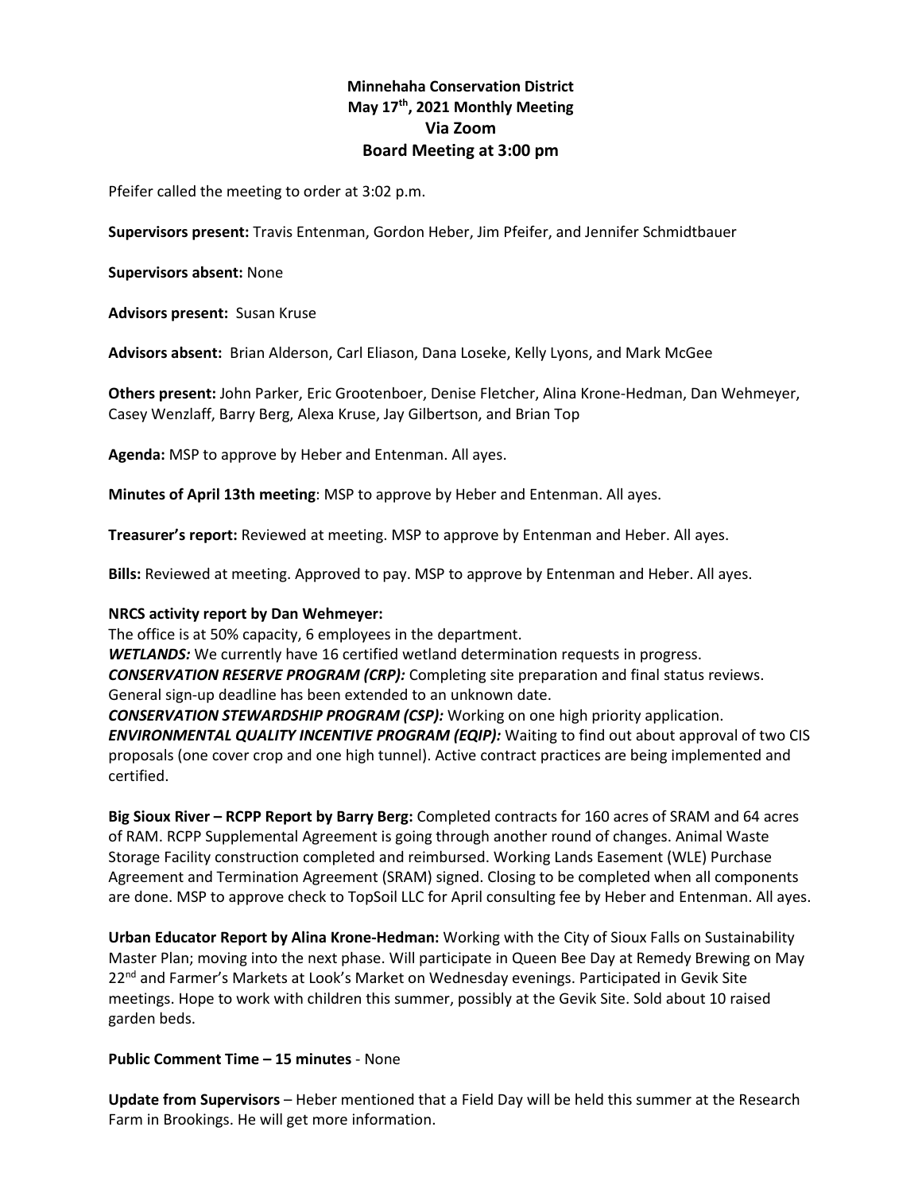**Minnehaha Conservation District**
**May 17th, 2021 Monthly Meeting**
**Via Zoom**
**Board Meeting at 3:00 pm**

Pfeifer called the meeting to order at 3:02 p.m.

**Supervisors present:** Travis Entenman, Gordon Heber, Jim Pfeifer, and Jennifer Schmidtbauer

**Supervisors absent:** None

**Advisors present:** Susan Kruse

**Advisors absent:** Brian Alderson, Carl Eliason, Dana Loseke, Kelly Lyons, and Mark McGee

**Others present:** John Parker, Eric Grootenboer, Denise Fletcher, Alina Krone-Hedman, Dan Wehmeyer, Casey Wenzlaff, Barry Berg, Alexa Kruse, Jay Gilbertson, and Brian Top

**Agenda:** MSP to approve by Heber and Entenman. All ayes.

**Minutes of April 13th meeting**: MSP to approve by Heber and Entenman. All ayes.

**Treasurer's report:** Reviewed at meeting. MSP to approve by Entenman and Heber. All ayes.

**Bills:** Reviewed at meeting. Approved to pay. MSP to approve by Entenman and Heber. All ayes.

**NRCS activity report by Dan Wehmeyer:**
The office is at 50% capacity, 6 employees in the department.
***WETLANDS:*** We currently have 16 certified wetland determination requests in progress.
***CONSERVATION RESERVE PROGRAM (CRP):*** Completing site preparation and final status reviews. General sign-up deadline has been extended to an unknown date.
***CONSERVATION STEWARDSHIP PROGRAM (CSP):*** Working on one high priority application.
***ENVIRONMENTAL QUALITY INCENTIVE PROGRAM (EQIP):*** Waiting to find out about approval of two CIS proposals (one cover crop and one high tunnel). Active contract practices are being implemented and certified.

**Big Sioux River – RCPP Report by Barry Berg:** Completed contracts for 160 acres of SRAM and 64 acres of RAM. RCPP Supplemental Agreement is going through another round of changes. Animal Waste Storage Facility construction completed and reimbursed. Working Lands Easement (WLE) Purchase Agreement and Termination Agreement (SRAM) signed. Closing to be completed when all components are done. MSP to approve check to TopSoil LLC for April consulting fee by Heber and Entenman. All ayes.

**Urban Educator Report by Alina Krone-Hedman:** Working with the City of Sioux Falls on Sustainability Master Plan; moving into the next phase. Will participate in Queen Bee Day at Remedy Brewing on May 22nd and Farmer's Markets at Look's Market on Wednesday evenings. Participated in Gevik Site meetings. Hope to work with children this summer, possibly at the Gevik Site. Sold about 10 raised garden beds.

**Public Comment Time – 15 minutes** - None

**Update from Supervisors** – Heber mentioned that a Field Day will be held this summer at the Research Farm in Brookings. He will get more information.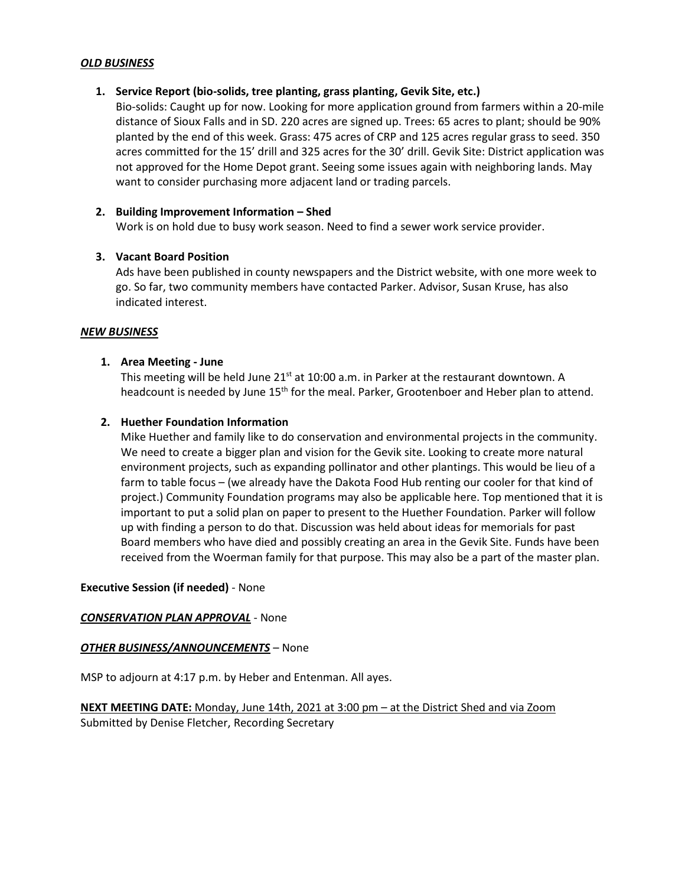***OLD BUSINESS***

1. **Service Report (bio-solids, tree planting, grass planting, Gevik Site, etc.)**
   Bio-solids: Caught up for now. Looking for more application ground from farmers within a 20-mile distance of Sioux Falls and in SD. 220 acres are signed up. Trees: 65 acres to plant; should be 90% planted by the end of this week. Grass: 475 acres of CRP and 125 acres regular grass to seed. 350 acres committed for the 15' drill and 325 acres for the 30' drill. Gevik Site: District application was not approved for the Home Depot grant. Seeing some issues again with neighboring lands. May want to consider purchasing more adjacent land or trading parcels.

2. **Building Improvement Information – Shed**
   Work is on hold due to busy work season. Need to find a sewer work service provider.

3. **Vacant Board Position**
   Ads have been published in county newspapers and the District website, with one more week to go. So far, two community members have contacted Parker. Advisor, Susan Kruse, has also indicated interest.

***NEW BUSINESS***

1. **Area Meeting - June**
   This meeting will be held June 21st at 10:00 a.m. in Parker at the restaurant downtown. A headcount is needed by June 15th for the meal. Parker, Grootenboer and Heber plan to attend.

2. **Huether Foundation Information**
   Mike Huether and family like to do conservation and environmental projects in the community. We need to create a bigger plan and vision for the Gevik site. Looking to create more natural environment projects, such as expanding pollinator and other plantings. This would be lieu of a farm to table focus – (we already have the Dakota Food Hub renting our cooler for that kind of project.) Community Foundation programs may also be applicable here. Top mentioned that it is important to put a solid plan on paper to present to the Huether Foundation. Parker will follow up with finding a person to do that. Discussion was held about ideas for memorials for past Board members who have died and possibly creating an area in the Gevik Site. Funds have been received from the Woerman family for that purpose. This may also be a part of the master plan.

**Executive Session (if needed)** - None

***CONSERVATION PLAN APPROVAL*** - None

***OTHER BUSINESS/ANNOUNCEMENTS*** – None

MSP to adjourn at 4:17 p.m. by Heber and Entenman. All ayes.

**NEXT MEETING DATE:** Monday, June 14th, 2021 at 3:00 pm – at the District Shed and via Zoom
Submitted by Denise Fletcher, Recording Secretary